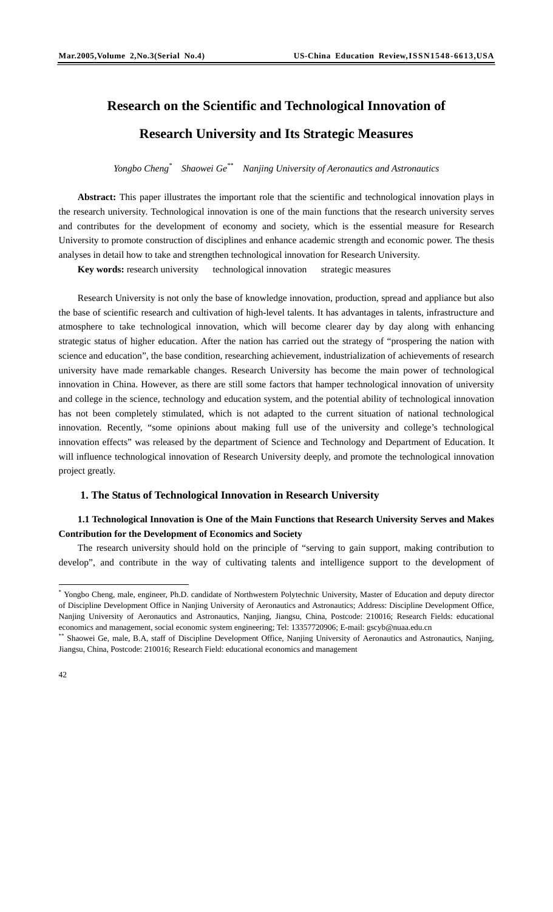# Research on the Scientific and Technological Innovation of Research University and Its Strategic Measures

*Yongbo Cheng*[*] *Shaowei Ge*[**] *Nanjing University of Aeronautics and Astronautics*

**Abstract:** This paper illustrates the important role that the scientific and technological innovation plays in the research university. Technological innovation is one of the main functions that the research university serves and contributes for the development of economy and society, which is the essential measure for Research University to promote construction of disciplines and enhance academic strength and economic power. The thesis analyses in detail how to take and strengthen technological innovation for Research University.

**Key words:** research university technological innovation strategic measures

Research University is not only the base of knowledge innovation, production, spread and appliance but also the base of scientific research and cultivation of high-level talents. It has advantages in talents, infrastructure and atmosphere to take technological innovation, which will become clearer day by day along with enhancing strategic status of higher education. After the nation has carried out the strategy of "prospering the nation with science and education", the base condition, researching achievement, industrialization of achievements of research university have made remarkable changes. Research University has become the main power of technological innovation in China. However, as there are still some factors that hamper technological innovation of university and college in the science, technology and education system, and the potential ability of technological innovation has not been completely stimulated, which is not adapted to the current situation of national technological innovation. Recently, "some opinions about making full use of the university and college's technological innovation effects" was released by the department of Science and Technology and Department of Education. It will influence technological innovation of Research University deeply, and promote the technological innovation project greatly.

## 1. The Status of Technological Innovation in Research University

### 1.1 Technological Innovation is One of the Main Functions that Research University Serves and Makes Contribution for the Development of Economics and Society

The research university should hold on the principle of "serving to gain support, making contribution to develop", and contribute in the way of cultivating talents and intelligence support to the development of

---

[*] Yongbo Cheng, male, engineer, Ph.D. candidate of Northwestern Polytechnic University, Master of Education and deputy director of Discipline Development Office in Nanjing University of Aeronautics and Astronautics; Address: Discipline Development Office, Nanjing University of Aeronautics and Astronautics, Nanjing, Jiangsu, China, Postcode: 210016; Research Fields: educational economics and management, social economic system engineering; Tel: 13357720906; E-mail: gscyb@nuaa.edu.cn

[**] Shaowei Ge, male, B.A, staff of Discipline Development Office, Nanjing University of Aeronautics and Astronautics, Nanjing, Jiangsu, China, Postcode: 210016; Research Field: educational economics and management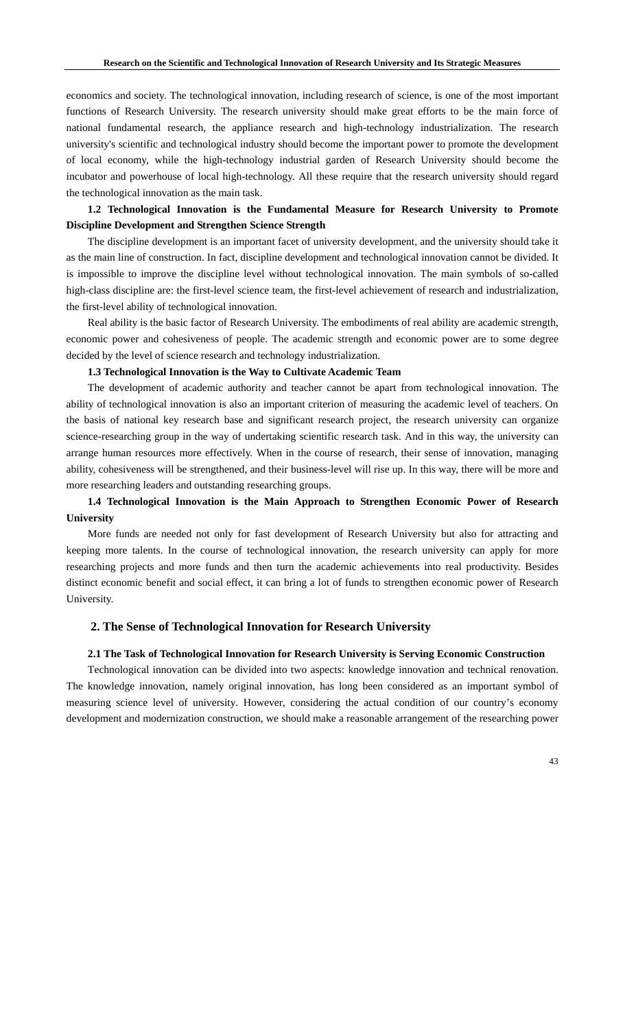economics and society. The technological innovation, including research of science, is one of the most important functions of Research University. The research university should make great efforts to be the main force of national fundamental research, the appliance research and high-technology industrialization. The research university's scientific and technological industry should become the important power to promote the development of local economy, while the high-technology industrial garden of Research University should become the incubator and powerhouse of local high-technology. All these require that the research university should regard the technological innovation as the main task.

### 1.2 Technological Innovation is the Fundamental Measure for Research University to Promote Discipline Development and Strengthen Science Strength

The discipline development is an important facet of university development, and the university should take it as the main line of construction. In fact, discipline development and technological innovation cannot be divided. It is impossible to improve the discipline level without technological innovation. The main symbols of so-called high-class discipline are: the first-level science team, the first-level achievement of research and industrialization, the first-level ability of technological innovation.

Real ability is the basic factor of Research University. The embodiments of real ability are academic strength, economic power and cohesiveness of people. The academic strength and economic power are to some degree decided by the level of science research and technology industrialization.

### 1.3 Technological Innovation is the Way to Cultivate Academic Team

The development of academic authority and teacher cannot be apart from technological innovation. The ability of technological innovation is also an important criterion of measuring the academic level of teachers. On the basis of national key research base and significant research project, the research university can organize science-researching group in the way of undertaking scientific research task. And in this way, the university can arrange human resources more effectively. When in the course of research, their sense of innovation, managing ability, cohesiveness will be strengthened, and their business-level will rise up. In this way, there will be more and more researching leaders and outstanding researching groups.

### 1.4 Technological Innovation is the Main Approach to Strengthen Economic Power of Research University

More funds are needed not only for fast development of Research University but also for attracting and keeping more talents. In the course of technological innovation, the research university can apply for more researching projects and more funds and then turn the academic achievements into real productivity. Besides distinct economic benefit and social effect, it can bring a lot of funds to strengthen economic power of Research University.

## 2. The Sense of Technological Innovation for Research University

### 2.1 The Task of Technological Innovation for Research University is Serving Economic Construction

Technological innovation can be divided into two aspects: knowledge innovation and technical renovation. The knowledge innovation, namely original innovation, has long been considered as an important symbol of measuring science level of university. However, considering the actual condition of our country's economy development and modernization construction, we should make a reasonable arrangement of the researching power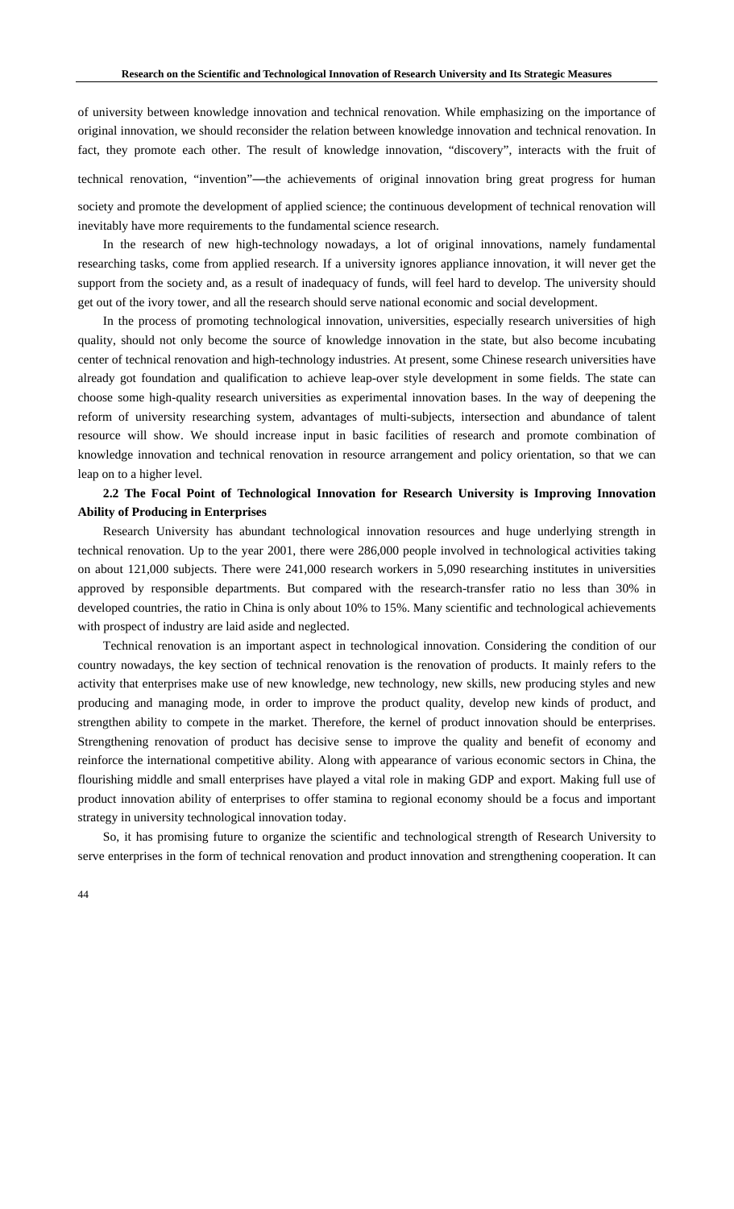of university between knowledge innovation and technical renovation. While emphasizing on the importance of original innovation, we should reconsider the relation between knowledge innovation and technical renovation. In fact, they promote each other. The result of knowledge innovation, "discovery", interacts with the fruit of technical renovation, "invention"—the achievements of original innovation bring great progress for human society and promote the development of applied science; the continuous development of technical renovation will inevitably have more requirements to the fundamental science research.

In the research of new high-technology nowadays, a lot of original innovations, namely fundamental researching tasks, come from applied research. If a university ignores appliance innovation, it will never get the support from the society and, as a result of inadequacy of funds, will feel hard to develop. The university should get out of the ivory tower, and all the research should serve national economic and social development.

In the process of promoting technological innovation, universities, especially research universities of high quality, should not only become the source of knowledge innovation in the state, but also become incubating center of technical renovation and high-technology industries. At present, some Chinese research universities have already got foundation and qualification to achieve leap-over style development in some fields. The state can choose some high-quality research universities as experimental innovation bases. In the way of deepening the reform of university researching system, advantages of multi-subjects, intersection and abundance of talent resource will show. We should increase input in basic facilities of research and promote combination of knowledge innovation and technical renovation in resource arrangement and policy orientation, so that we can leap on to a higher level.

### 2.2 The Focal Point of Technological Innovation for Research University is Improving Innovation Ability of Producing in Enterprises

Research University has abundant technological innovation resources and huge underlying strength in technical renovation. Up to the year 2001, there were 286,000 people involved in technological activities taking on about 121,000 subjects. There were 241,000 research workers in 5,090 researching institutes in universities approved by responsible departments. But compared with the research-transfer ratio no less than 30% in developed countries, the ratio in China is only about 10% to 15%. Many scientific and technological achievements with prospect of industry are laid aside and neglected.

Technical renovation is an important aspect in technological innovation. Considering the condition of our country nowadays, the key section of technical renovation is the renovation of products. It mainly refers to the activity that enterprises make use of new knowledge, new technology, new skills, new producing styles and new producing and managing mode, in order to improve the product quality, develop new kinds of product, and strengthen ability to compete in the market. Therefore, the kernel of product innovation should be enterprises. Strengthening renovation of product has decisive sense to improve the quality and benefit of economy and reinforce the international competitive ability. Along with appearance of various economic sectors in China, the flourishing middle and small enterprises have played a vital role in making GDP and export. Making full use of product innovation ability of enterprises to offer stamina to regional economy should be a focus and important strategy in university technological innovation today.

So, it has promising future to organize the scientific and technological strength of Research University to serve enterprises in the form of technical renovation and product innovation and strengthening cooperation. It can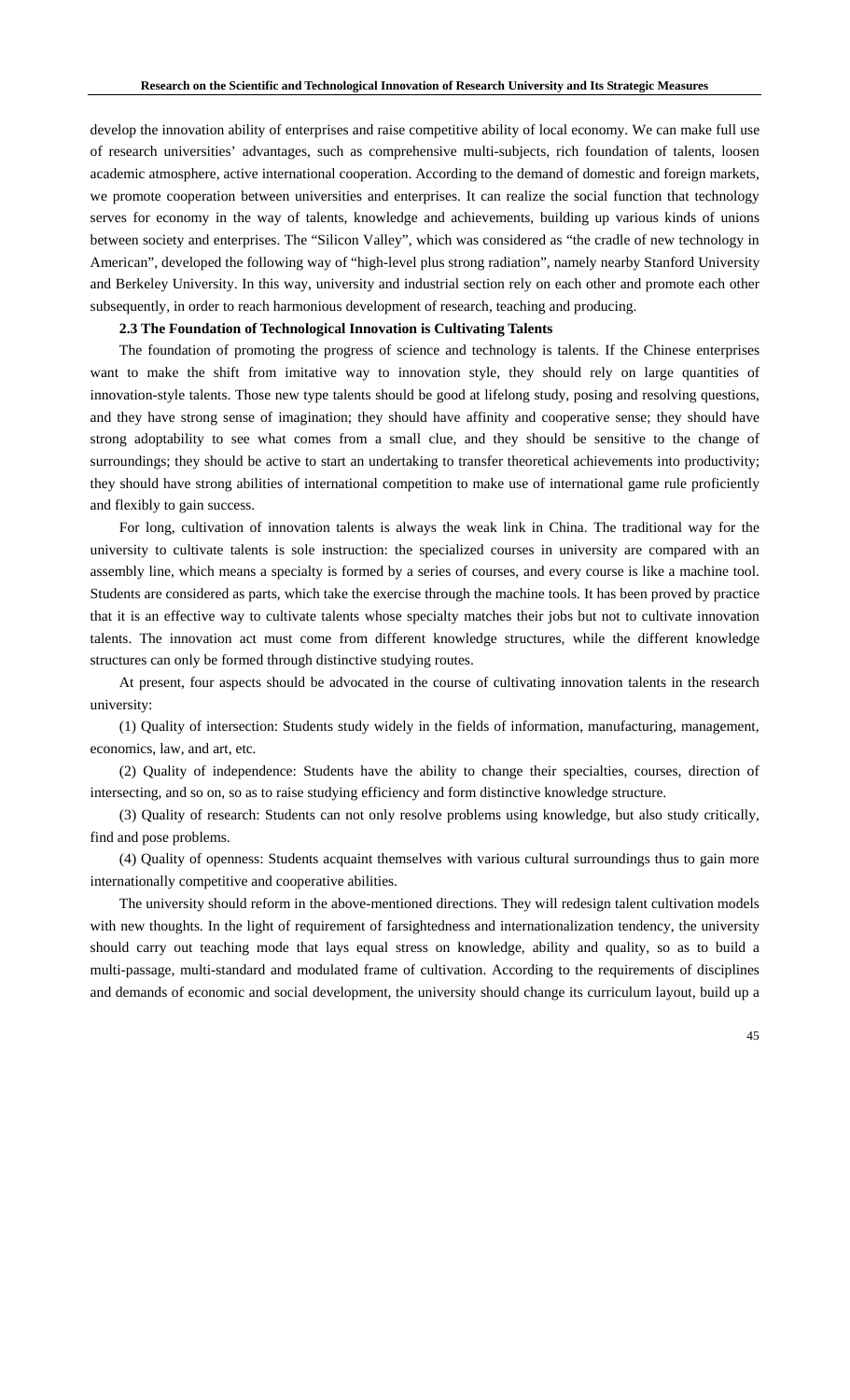develop the innovation ability of enterprises and raise competitive ability of local economy. We can make full use of research universities' advantages, such as comprehensive multi-subjects, rich foundation of talents, loosen academic atmosphere, active international cooperation. According to the demand of domestic and foreign markets, we promote cooperation between universities and enterprises. It can realize the social function that technology serves for economy in the way of talents, knowledge and achievements, building up various kinds of unions between society and enterprises. The "Silicon Valley", which was considered as "the cradle of new technology in American", developed the following way of "high-level plus strong radiation", namely nearby Stanford University and Berkeley University. In this way, university and industrial section rely on each other and promote each other subsequently, in order to reach harmonious development of research, teaching and producing.

### 2.3 The Foundation of Technological Innovation is Cultivating Talents

The foundation of promoting the progress of science and technology is talents. If the Chinese enterprises want to make the shift from imitative way to innovation style, they should rely on large quantities of innovation-style talents. Those new type talents should be good at lifelong study, posing and resolving questions, and they have strong sense of imagination; they should have affinity and cooperative sense; they should have strong adoptability to see what comes from a small clue, and they should be sensitive to the change of surroundings; they should be active to start an undertaking to transfer theoretical achievements into productivity; they should have strong abilities of international competition to make use of international game rule proficiently and flexibly to gain success.

For long, cultivation of innovation talents is always the weak link in China. The traditional way for the university to cultivate talents is sole instruction: the specialized courses in university are compared with an assembly line, which means a specialty is formed by a series of courses, and every course is like a machine tool. Students are considered as parts, which take the exercise through the machine tools. It has been proved by practice that it is an effective way to cultivate talents whose specialty matches their jobs but not to cultivate innovation talents. The innovation act must come from different knowledge structures, while the different knowledge structures can only be formed through distinctive studying routes.

At present, four aspects should be advocated in the course of cultivating innovation talents in the research university:

(1) Quality of intersection: Students study widely in the fields of information, manufacturing, management, economics, law, and art, etc.

(2) Quality of independence: Students have the ability to change their specialties, courses, direction of intersecting, and so on, so as to raise studying efficiency and form distinctive knowledge structure.

(3) Quality of research: Students can not only resolve problems using knowledge, but also study critically, find and pose problems.

(4) Quality of openness: Students acquaint themselves with various cultural surroundings thus to gain more internationally competitive and cooperative abilities.

The university should reform in the above-mentioned directions. They will redesign talent cultivation models with new thoughts. In the light of requirement of farsightedness and internationalization tendency, the university should carry out teaching mode that lays equal stress on knowledge, ability and quality, so as to build a multi-passage, multi-standard and modulated frame of cultivation. According to the requirements of disciplines and demands of economic and social development, the university should change its curriculum layout, build up a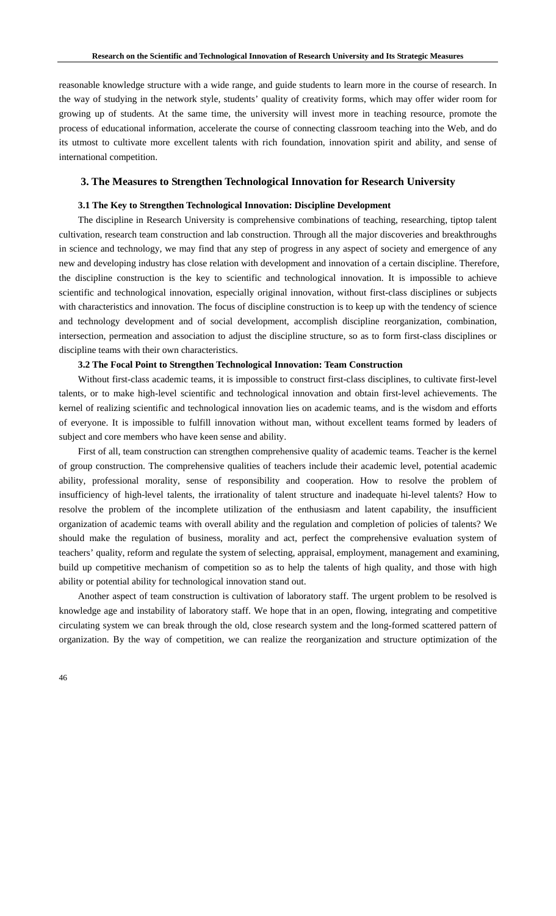reasonable knowledge structure with a wide range, and guide students to learn more in the course of research. In the way of studying in the network style, students' quality of creativity forms, which may offer wider room for growing up of students. At the same time, the university will invest more in teaching resource, promote the process of educational information, accelerate the course of connecting classroom teaching into the Web, and do its utmost to cultivate more excellent talents with rich foundation, innovation spirit and ability, and sense of international competition.

## 3. The Measures to Strengthen Technological Innovation for Research University

### 3.1 The Key to Strengthen Technological Innovation: Discipline Development

The discipline in Research University is comprehensive combinations of teaching, researching, tiptop talent cultivation, research team construction and lab construction. Through all the major discoveries and breakthroughs in science and technology, we may find that any step of progress in any aspect of society and emergence of any new and developing industry has close relation with development and innovation of a certain discipline. Therefore, the discipline construction is the key to scientific and technological innovation. It is impossible to achieve scientific and technological innovation, especially original innovation, without first-class disciplines or subjects with characteristics and innovation. The focus of discipline construction is to keep up with the tendency of science and technology development and of social development, accomplish discipline reorganization, combination, intersection, permeation and association to adjust the discipline structure, so as to form first-class disciplines or discipline teams with their own characteristics.

### 3.2 The Focal Point to Strengthen Technological Innovation: Team Construction

Without first-class academic teams, it is impossible to construct first-class disciplines, to cultivate first-level talents, or to make high-level scientific and technological innovation and obtain first-level achievements. The kernel of realizing scientific and technological innovation lies on academic teams, and is the wisdom and efforts of everyone. It is impossible to fulfill innovation without man, without excellent teams formed by leaders of subject and core members who have keen sense and ability.

First of all, team construction can strengthen comprehensive quality of academic teams. Teacher is the kernel of group construction. The comprehensive qualities of teachers include their academic level, potential academic ability, professional morality, sense of responsibility and cooperation. How to resolve the problem of insufficiency of high-level talents, the irrationality of talent structure and inadequate hi-level talents? How to resolve the problem of the incomplete utilization of the enthusiasm and latent capability, the insufficient organization of academic teams with overall ability and the regulation and completion of policies of talents? We should make the regulation of business, morality and act, perfect the comprehensive evaluation system of teachers' quality, reform and regulate the system of selecting, appraisal, employment, management and examining, build up competitive mechanism of competition so as to help the talents of high quality, and those with high ability or potential ability for technological innovation stand out.

Another aspect of team construction is cultivation of laboratory staff. The urgent problem to be resolved is knowledge age and instability of laboratory staff. We hope that in an open, flowing, integrating and competitive circulating system we can break through the old, close research system and the long-formed scattered pattern of organization. By the way of competition, we can realize the reorganization and structure optimization of the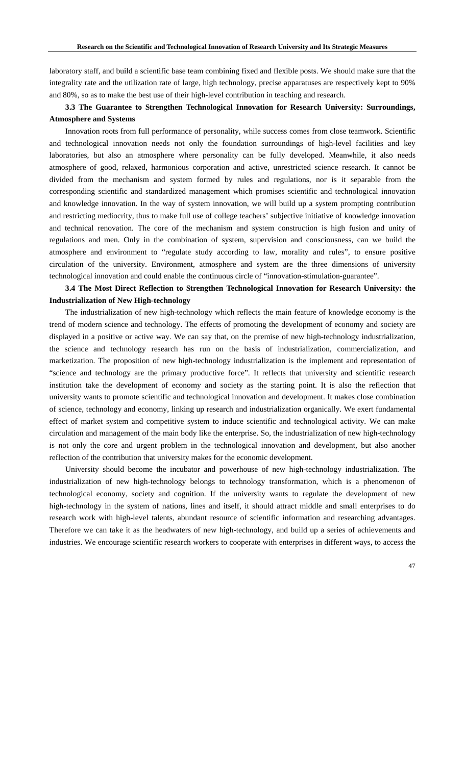laboratory staff, and build a scientific base team combining fixed and flexible posts. We should make sure that the integrality rate and the utilization rate of large, high technology, precise apparatuses are respectively kept to 90% and 80%, so as to make the best use of their high-level contribution in teaching and research.

### 3.3 The Guarantee to Strengthen Technological Innovation for Research University: Surroundings, Atmosphere and Systems

Innovation roots from full performance of personality, while success comes from close teamwork. Scientific and technological innovation needs not only the foundation surroundings of high-level facilities and key laboratories, but also an atmosphere where personality can be fully developed. Meanwhile, it also needs atmosphere of good, relaxed, harmonious corporation and active, unrestricted science research. It cannot be divided from the mechanism and system formed by rules and regulations, nor is it separable from the corresponding scientific and standardized management which promises scientific and technological innovation and knowledge innovation. In the way of system innovation, we will build up a system prompting contribution and restricting mediocrity, thus to make full use of college teachers' subjective initiative of knowledge innovation and technical renovation. The core of the mechanism and system construction is high fusion and unity of regulations and men. Only in the combination of system, supervision and consciousness, can we build the atmosphere and environment to "regulate study according to law, morality and rules", to ensure positive circulation of the university. Environment, atmosphere and system are the three dimensions of university technological innovation and could enable the continuous circle of "innovation-stimulation-guarantee".

### 3.4 The Most Direct Reflection to Strengthen Technological Innovation for Research University: the Industrialization of New High-technology

The industrialization of new high-technology which reflects the main feature of knowledge economy is the trend of modern science and technology. The effects of promoting the development of economy and society are displayed in a positive or active way. We can say that, on the premise of new high-technology industrialization, the science and technology research has run on the basis of industrialization, commercialization, and marketization. The proposition of new high-technology industrialization is the implement and representation of "science and technology are the primary productive force". It reflects that university and scientific research institution take the development of economy and society as the starting point. It is also the reflection that university wants to promote scientific and technological innovation and development. It makes close combination of science, technology and economy, linking up research and industrialization organically. We exert fundamental effect of market system and competitive system to induce scientific and technological activity. We can make circulation and management of the main body like the enterprise. So, the industrialization of new high-technology is not only the core and urgent problem in the technological innovation and development, but also another reflection of the contribution that university makes for the economic development.

University should become the incubator and powerhouse of new high-technology industrialization. The industrialization of new high-technology belongs to technology transformation, which is a phenomenon of technological economy, society and cognition. If the university wants to regulate the development of new high-technology in the system of nations, lines and itself, it should attract middle and small enterprises to do research work with high-level talents, abundant resource of scientific information and researching advantages. Therefore we can take it as the headwaters of new high-technology, and build up a series of achievements and industries. We encourage scientific research workers to cooperate with enterprises in different ways, to access the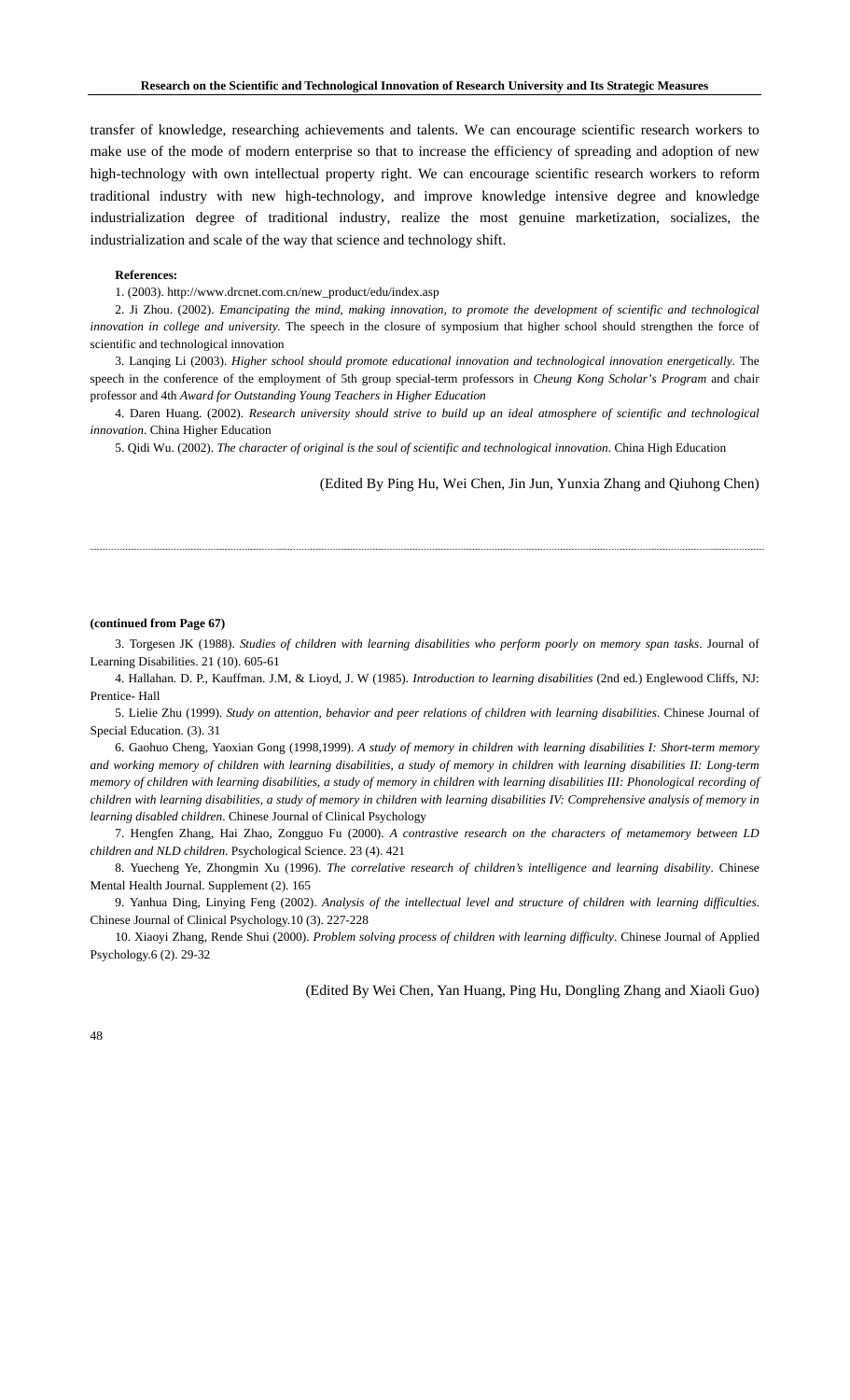transfer of knowledge, researching achievements and talents. We can encourage scientific research workers to make use of the mode of modern enterprise so that to increase the efficiency of spreading and adoption of new high-technology with own intellectual property right. We can encourage scientific research workers to reform traditional industry with new high-technology, and improve knowledge intensive degree and knowledge industrialization degree of traditional industry, realize the most genuine marketization, socializes, the industrialization and scale of the way that science and technology shift.

**References:**

1. (2003). http://www.drcnet.com.cn/new_product/edu/index.asp

2. Ji Zhou. (2002). *Emancipating the mind, making innovation, to promote the development of scientific and technological innovation in college and university.* The speech in the closure of symposium that higher school should strengthen the force of scientific and technological innovation

3. Lanqing Li (2003). *Higher school should promote educational innovation and technological innovation energetically.* The speech in the conference of the employment of 5th group special-term professors in *Cheung Kong Scholar's Program* and chair professor and 4th *Award for Outstanding Young Teachers in Higher Education*

4. Daren Huang. (2002). *Research university should strive to build up an ideal atmosphere of scientific and technological innovation*. China Higher Education

5. Qidi Wu. (2002). *The character of original is the soul of scientific and technological innovation*. China High Education

(Edited By Ping Hu, Wei Chen, Jin Jun, Yunxia Zhang and Qiuhong Chen)

---

**(continued from Page 67)**

3. Torgesen JK (1988). *Studies of children with learning disabilities who perform poorly on memory span tasks*. Journal of Learning Disabilities. 21 (10). 605-61

4. Hallahan. D. P., Kauffman. J.M, & Lioyd, J. W (1985). *Introduction to learning disabilities* (2nd ed.) Englewood Cliffs, NJ: Prentice- Hall

5. Lielie Zhu (1999). *Study on attention, behavior and peer relations of children with learning disabilities*. Chinese Journal of Special Education. (3). 31

6. Gaohuo Cheng, Yaoxian Gong (1998,1999). *A study of memory in children with learning disabilities I: Short-term memory and working memory of children with learning disabilities, a study of memory in children with learning disabilities II: Long-term memory of children with learning disabilities, a study of memory in children with learning disabilities III: Phonological recording of children with learning disabilities, a study of memory in children with learning disabilities IV: Comprehensive analysis of memory in learning disabled children*. Chinese Journal of Clinical Psychology

7. Hengfen Zhang, Hai Zhao, Zongguo Fu (2000). *A contrastive research on the characters of metamemory between LD children and NLD children*. Psychological Science. 23 (4). 421

8. Yuecheng Ye, Zhongmin Xu (1996). *The correlative research of children's intelligence and learning disability*. Chinese Mental Health Journal. Supplement (2). 165

9. Yanhua Ding, Linying Feng (2002). *Analysis of the intellectual level and structure of children with learning difficulties*. Chinese Journal of Clinical Psychology.10 (3). 227-228

10. Xiaoyi Zhang, Rende Shui (2000). *Problem solving process of children with learning difficulty*. Chinese Journal of Applied Psychology.6 (2). 29-32

(Edited By Wei Chen, Yan Huang, Ping Hu, Dongling Zhang and Xiaoli Guo)